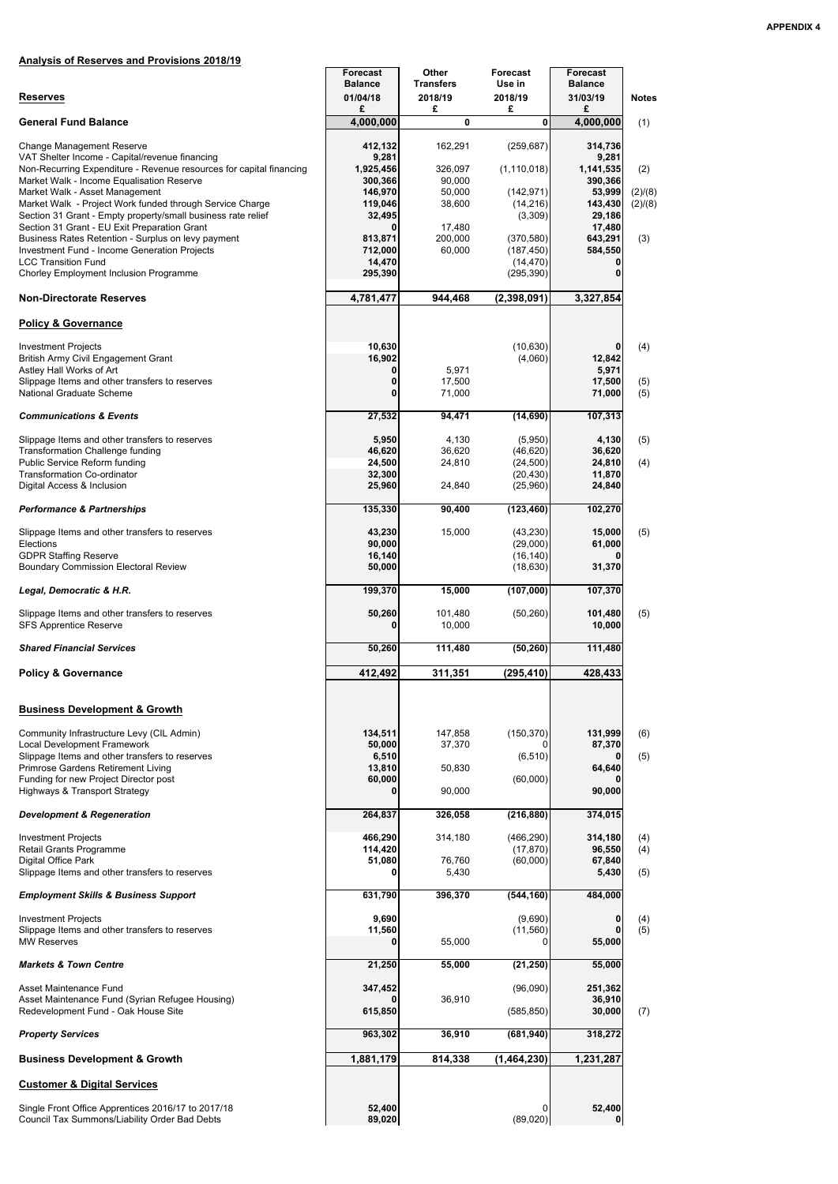**APPENDIX 4**

**Analysis of Reserves and Provisions 2018/19**

| Reserves | Forecast Balance 01/04/18 £ | Other Transfers 2018/19 £ | Forecast Use in 2018/19 £ | Forecast Balance 31/03/19 £ | Notes |
|---|---|---|---|---|---|
| **General Fund Balance** | **4,000,000** | **0** | **0** | **4,000,000** | (1) |
| Change Management Reserve | 412,132 | 162,291 | (259,687) | 314,736 | |
| VAT Shelter Income - Capital/revenue financing | 9,281 | | | 9,281 | |
| Non-Recurring Expenditure - Revenue resources for capital financing | 1,925,456 | 326,097 | (1,110,018) | 1,141,535 | (2) |
| Market Walk - Income Equalisation Reserve | 300,366 | 90,000 | | 390,366 | |
| Market Walk - Asset Management | 146,970 | 50,000 | (142,971) | 53,999 | (2)/(8) |
| Market Walk - Project Work funded through Service Charge | 119,046 | 38,600 | (14,216) | 143,430 | (2)/(8) |
| Section 31 Grant - Empty property/small business rate relief | 32,495 | | (3,309) | 29,186 | |
| Section 31 Grant - EU Exit Preparation Grant | 0 | 17,480 | | 17,480 | |
| Business Rates Retention - Surplus on levy payment | 813,871 | 200,000 | (370,580) | 643,291 | (3) |
| Investment Fund - Income Generation Projects | 712,000 | 60,000 | (187,450) | 584,550 | |
| LCC Transition Fund | 14,470 | | (14,470) | 0 | |
| Chorley Employment Inclusion Programme | 295,390 | | (295,390) | 0 | |
| **Non-Directorate Reserves** | **4,781,477** | **944,468** | **(2,398,091)** | **3,327,854** | |
| **Policy & Governance** | | | | | |
| Investment Projects | 10,630 | | (10,630) | 0 | (4) |
| British Army Civil Engagement Grant | 16,902 | | (4,060) | 12,842 | |
| Astley Hall Works of Art | 0 | 5,971 | | 5,971 | |
| Slippage Items and other transfers to reserves | 0 | 17,500 | | 17,500 | (5) |
| National Graduate Scheme | 0 | 71,000 | | 71,000 | (5) |
| ***Communications & Events*** | **27,532** | **94,471** | **(14,690)** | **107,313** | |
| Slippage Items and other transfers to reserves | 5,950 | 4,130 | (5,950) | 4,130 | (5) |
| Transformation Challenge funding | 46,620 | 36,620 | (46,620) | 36,620 | |
| Public Service Reform funding | 24,500 | 24,810 | (24,500) | 24,810 | (4) |
| Transformation Co-ordinator | 32,300 | | (20,430) | 11,870 | |
| Digital Access & Inclusion | 25,960 | 24,840 | (25,960) | 24,840 | |
| ***Performance & Partnerships*** | **135,330** | **90,400** | **(123,460)** | **102,270** | |
| Slippage Items and other transfers to reserves | 43,230 | 15,000 | (43,230) | 15,000 | (5) |
| Elections | 90,000 | | (29,000) | 61,000 | |
| GDPR Staffing Reserve | 16,140 | | (16,140) | 0 | |
| Boundary Commission Electoral Review | 50,000 | | (18,630) | 31,370 | |
| ***Legal, Democratic & H.R.*** | **199,370** | **15,000** | **(107,000)** | **107,370** | |
| Slippage Items and other transfers to reserves | 50,260 | 101,480 | (50,260) | 101,480 | (5) |
| SFS Apprentice Reserve | 0 | 10,000 | | 10,000 | |
| ***Shared Financial Services*** | **50,260** | **111,480** | **(50,260)** | **111,480** | |
| **Policy & Governance** | **412,492** | **311,351** | **(295,410)** | **428,433** | |
| **Business Development & Growth** | | | | | |
| Community Infrastructure Levy (CIL Admin) | 134,511 | 147,858 | (150,370) | 131,999 | (6) |
| Local Development Framework | 50,000 | 37,370 | 0 | 87,370 | |
| Slippage Items and other transfers to reserves | 6,510 | | (6,510) | 0 | (5) |
| Primrose Gardens Retirement Living | 13,810 | 50,830 | | 64,640 | |
| Funding for new Project Director post | 60,000 | | (60,000) | 0 | |
| Highways & Transport Strategy | 0 | 90,000 | | 90,000 | |
| ***Development & Regeneration*** | **264,837** | **326,058** | **(216,880)** | **374,015** | |
| Investment Projects | 466,290 | 314,180 | (466,290) | 314,180 | (4) |
| Retail Grants Programme | 114,420 | | (17,870) | 96,550 | (4) |
| Digital Office Park | 51,080 | 76,760 | (60,000) | 67,840 | |
| Slippage Items and other transfers to reserves | 0 | 5,430 | | 5,430 | (5) |
| ***Employment Skills & Business Support*** | **631,790** | **396,370** | **(544,160)** | **484,000** | |
| Investment Projects | 9,690 | | (9,690) | 0 | (4) |
| Slippage Items and other transfers to reserves | 11,560 | | (11,560) | 0 | (5) |
| MW Reserves | 0 | 55,000 | 0 | 55,000 | |
| ***Markets & Town Centre*** | **21,250** | **55,000** | **(21,250)** | **55,000** | |
| Asset Maintenance Fund | 347,452 | | (96,090) | 251,362 | |
| Asset Maintenance Fund (Syrian Refugee Housing) | 0 | 36,910 | | 36,910 | |
| Redevelopment Fund - Oak House Site | 615,850 | | (585,850) | 30,000 | (7) |
| ***Property Services*** | **963,302** | **36,910** | **(681,940)** | **318,272** | |
| **Business Development & Growth** | **1,881,179** | **814,338** | **(1,464,230)** | **1,231,287** | |
| **Customer & Digital Services** | | | | | |
| Single Front Office Apprentices 2016/17 to 2017/18 | 52,400 | | 0 | 52,400 | |
| Council Tax Summons/Liability Order Bad Debts | 89,020 | | (89,020) | 0 | |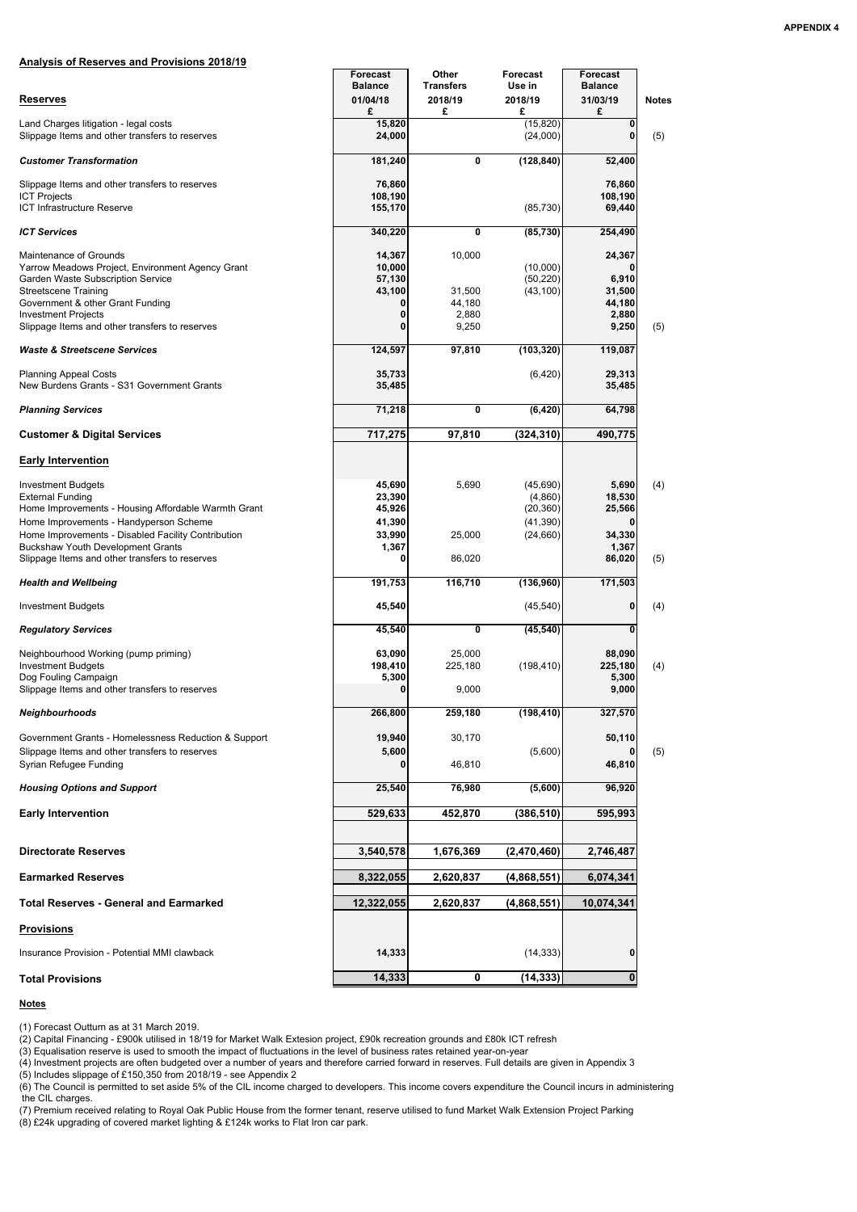**APPENDIX 4**

**Analysis of Reserves and Provisions 2018/19**

| **Reserves** | **Forecast Balance 01/04/18 £** | **Other Transfers 2018/19 £** | **Forecast Use in 2018/19 £** | **Forecast Balance 31/03/19 £** | **Notes** |
|---|---|---|---|---|---|
| Land Charges litigation - legal costs | 15,820 | | (15,820) | 0 | |
| Slippage Items and other transfers to reserves | 24,000 | | (24,000) | 0 | (5) |
| ***Customer Transformation*** | 181,240 | 0 | (128,840) | 52,400 | |
| Slippage Items and other transfers to reserves | 76,860 | | | 76,860 | |
| ICT Projects | 108,190 | | | 108,190 | |
| ICT Infrastructure Reserve | 155,170 | | (85,730) | 69,440 | |
| ***ICT Services*** | 340,220 | 0 | (85,730) | 254,490 | |
| Maintenance of Grounds | 14,367 | 10,000 | | 24,367 | |
| Yarrow Meadows Project, Environment Agency Grant | 10,000 | | (10,000) | 0 | |
| Garden Waste Subscription Service | 57,130 | | (50,220) | 6,910 | |
| Streetscene Training | 43,100 | 31,500 | (43,100) | 31,500 | |
| Government & other Grant Funding | 0 | 44,180 | | 44,180 | |
| Investment Projects | 0 | 2,880 | | 2,880 | |
| Slippage Items and other transfers to reserves | 0 | 9,250 | | 9,250 | (5) |
| ***Waste & Streetscene Services*** | 124,597 | 97,810 | (103,320) | 119,087 | |
| Planning Appeal Costs | 35,733 | | (6,420) | 29,313 | |
| New Burdens Grants - S31 Government Grants | 35,485 | | | 35,485 | |
| ***Planning Services*** | 71,218 | 0 | (6,420) | 64,798 | |
| **Customer & Digital Services** | 717,275 | 97,810 | (324,310) | 490,775 | |
| **Early Intervention** | | | | | |
| Investment Budgets | 45,690 | 5,690 | (45,690) | 5,690 | (4) |
| External Funding | 23,390 | | (4,860) | 18,530 | |
| Home Improvements - Housing Affordable Warmth Grant | 45,926 | | (20,360) | 25,566 | |
| Home Improvements - Handyperson Scheme | 41,390 | | (41,390) | 0 | |
| Home Improvements - Disabled Facility Contribution | 33,990 | 25,000 | (24,660) | 34,330 | |
| Buckshaw Youth Development Grants | 1,367 | | | 1,367 | |
| Slippage Items and other transfers to reserves | 0 | 86,020 | | 86,020 | (5) |
| ***Health and Wellbeing*** | 191,753 | 116,710 | (136,960) | 171,503 | |
| Investment Budgets | 45,540 | | (45,540) | 0 | (4) |
| ***Regulatory Services*** | 45,540 | 0 | (45,540) | 0 | |
| Neighbourhood Working (pump priming) | 63,090 | 25,000 | | 88,090 | |
| Investment Budgets | 198,410 | 225,180 | (198,410) | 225,180 | (4) |
| Dog Fouling Campaign | 5,300 | | | 5,300 | |
| Slippage Items and other transfers to reserves | 0 | 9,000 | | 9,000 | |
| ***Neighbourhoods*** | 266,800 | 259,180 | (198,410) | 327,570 | |
| Government Grants - Homelessness Reduction & Support | 19,940 | 30,170 | | 50,110 | |
| Slippage Items and other transfers to reserves | 5,600 | | (5,600) | 0 | (5) |
| Syrian Refugee Funding | 0 | 46,810 | | 46,810 | |
| ***Housing Options and Support*** | 25,540 | 76,980 | (5,600) | 96,920 | |
| **Early Intervention** | 529,633 | 452,870 | (386,510) | 595,993 | |
| **Directorate Reserves** | 3,540,578 | 1,676,369 | (2,470,460) | 2,746,487 | |
| **Earmarked Reserves** | 8,322,055 | 2,620,837 | (4,868,551) | 6,074,341 | |
| **Total Reserves - General and Earmarked** | 12,322,055 | 2,620,837 | (4,868,551) | 10,074,341 | |
| **Provisions** | | | | | |
| Insurance Provision - Potential MMI clawback | 14,333 | | (14,333) | 0 | |
| **Total Provisions** | 14,333 | 0 | (14,333) | 0 | |

**Notes**

(1) Forecast Outturn as at 31 March 2019.
(2) Capital Financing - £900k utilised in 18/19 for Market Walk Extesion project, £90k recreation grounds and £80k ICT refresh
(3) Equalisation reserve is used to smooth the impact of fluctuations in the level of business rates retained year-on-year
(4) Investment projects are often budgeted over a number of years and therefore carried forward in reserves. Full details are given in Appendix 3
(5) Includes slippage of £150,350 from 2018/19 - see Appendix 2
(6) The Council is permitted to set aside 5% of the CIL income charged to developers. This income covers expenditure the Council incurs in administering the CIL charges.
(7) Premium received relating to Royal Oak Public House from the former tenant, reserve utilised to fund Market Walk Extension Project Parking
(8) £24k upgrading of covered market lighting & £124k works to Flat Iron car park.